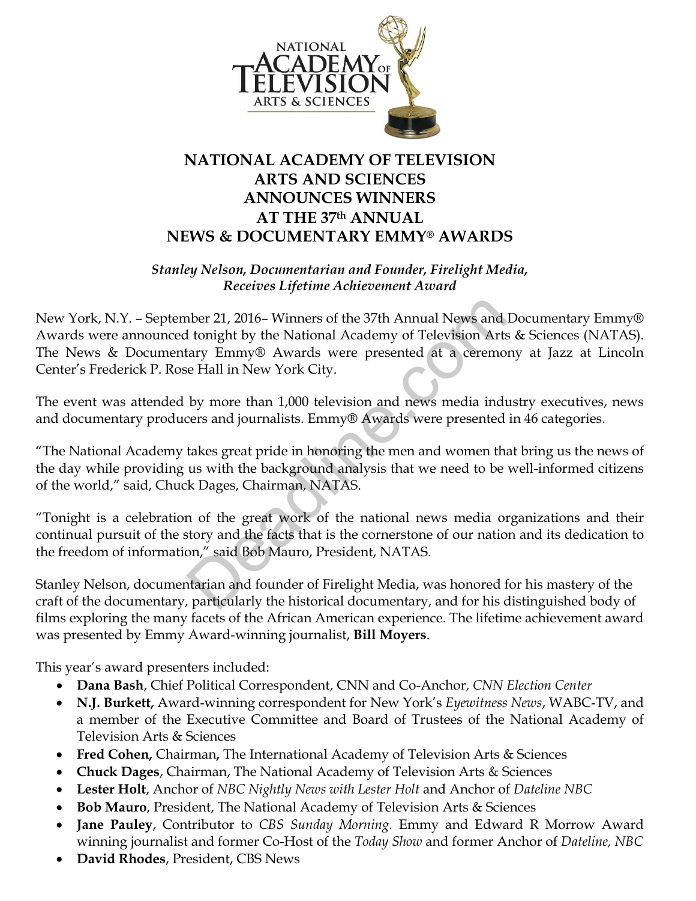# NATIONAL ACADEMY OF TELEVISION ARTS AND SCIENCES ANNOUNCES WINNERS AT THE 37th ANNUAL NEWS & DOCUMENTARY EMMY® AWARDS

*Stanley Nelson, Documentarian and Founder, Firelight Media, Receives Lifetime Achievement Award*

New York, N.Y. – September 21, 2016– Winners of the 37th Annual News and Documentary Emmy® Awards were announced tonight by the National Academy of Television Arts & Sciences (NATAS). The News & Documentary Emmy® Awards were presented at a ceremony at Jazz at Lincoln Center's Frederick P. Rose Hall in New York City.

The event was attended by more than 1,000 television and news media industry executives, news and documentary producers and journalists. Emmy® Awards were presented in 46 categories.

"The National Academy takes great pride in honoring the men and women that bring us the news of the day while providing us with the background analysis that we need to be well-informed citizens of the world," said, Chuck Dages, Chairman, NATAS.

"Tonight is a celebration of the great work of the national news media organizations and their continual pursuit of the story and the facts that is the cornerstone of our nation and its dedication to the freedom of information," said Bob Mauro, President, NATAS.

Stanley Nelson, documentarian and founder of Firelight Media, was honored for his mastery of the craft of the documentary, particularly the historical documentary, and for his distinguished body of films exploring the many facets of the African American experience. The lifetime achievement award was presented by Emmy Award-winning journalist, **Bill Moyers**.

This year's award presenters included:

- **Dana Bash**, Chief Political Correspondent, CNN and Co-Anchor, *CNN Election Center*
- **N.J. Burkett,** Award-winning correspondent for New York's *Eyewitness News*, WABC-TV, and a member of the Executive Committee and Board of Trustees of the National Academy of Television Arts & Sciences
- **Fred Cohen,** Chairman**,** The International Academy of Television Arts & Sciences
- **Chuck Dages**, Chairman, The National Academy of Television Arts & Sciences
- **Lester Holt**, Anchor of *NBC Nightly News with Lester Holt* and Anchor of *Dateline NBC*
- **Bob Mauro**, President, The National Academy of Television Arts & Sciences
- **Jane Pauley**, Contributor to *CBS Sunday Morning.* Emmy and Edward R Morrow Award winning journalist and former Co-Host of the *Today Show* and former Anchor of *Dateline, NBC*
- **David Rhodes**, President, CBS News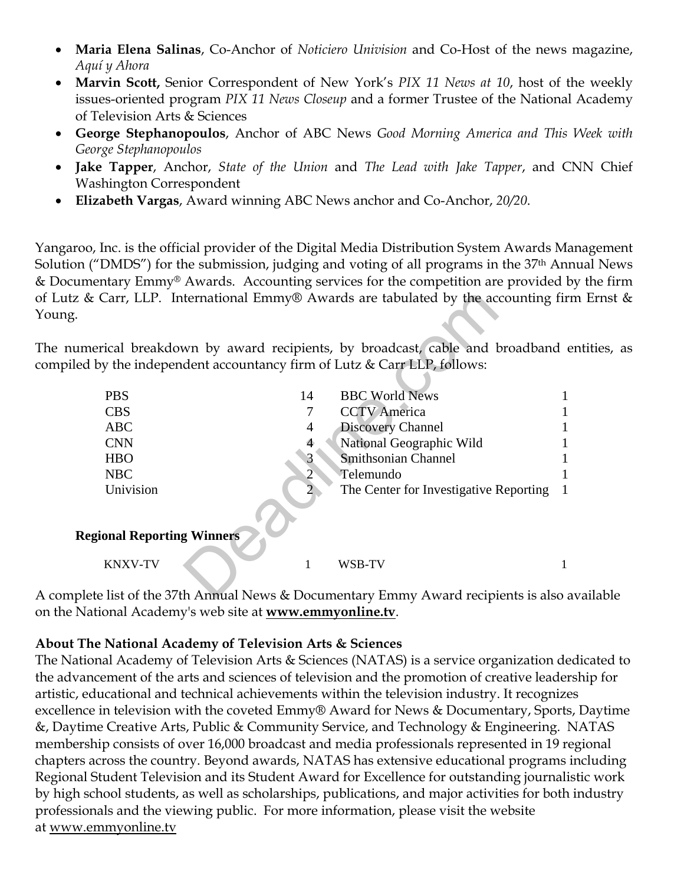- **Maria Elena Salinas**, Co-Anchor of *Noticiero Univision* and Co-Host of the news magazine, *Aquí y Ahora*
- **Marvin Scott,** Senior Correspondent of New York's *PIX 11 News at 10*, host of the weekly issues-oriented program *PIX 11 News Closeup* and a former Trustee of the National Academy of Television Arts & Sciences
- **George Stephanopoulos**, Anchor of ABC News *Good Morning America and This Week with George Stephanopoulos*
- **Jake Tapper**, Anchor, *State of the Union* and *The Lead with Jake Tapper*, and CNN Chief Washington Correspondent
- **Elizabeth Vargas**, Award winning ABC News anchor and Co-Anchor, *20/20*.

Yangaroo, Inc. is the official provider of the Digital Media Distribution System Awards Management Solution ("DMDS") for the submission, judging and voting of all programs in the 37th Annual News & Documentary Emmy® Awards. Accounting services for the competition are provided by the firm of Lutz & Carr, LLP. International Emmy® Awards are tabulated by the accounting firm Ernst & Young.

The numerical breakdown by award recipients, by broadcast, cable and broadband entities, as compiled by the independent accountancy firm of Lutz & Carr LLP, follows:

| | | | |
|---|---|---|---|
| PBS | 14 | BBC World News | 1 |
| CBS | 7 | CCTV America | 1 |
| ABC | 4 | Discovery Channel | 1 |
| CNN | 4 | National Geographic Wild | 1 |
| HBO | 3 | Smithsonian Channel | 1 |
| NBC | 2 | Telemundo | 1 |
| Univision | 2 | The Center for Investigative Reporting | 1 |

**Regional Reporting Winners**

| | | | |
|---|---|---|---|
| KNXV-TV | 1 | WSB-TV | 1 |

A complete list of the 37th Annual News & Documentary Emmy Award recipients is also available on the National Academy's web site at **www.emmyonline.tv**.

**About The National Academy of Television Arts & Sciences**

The National Academy of Television Arts & Sciences (NATAS) is a service organization dedicated to the advancement of the arts and sciences of television and the promotion of creative leadership for artistic, educational and technical achievements within the television industry. It recognizes excellence in television with the coveted Emmy® Award for News & Documentary, Sports, Daytime &, Daytime Creative Arts, Public & Community Service, and Technology & Engineering. NATAS membership consists of over 16,000 broadcast and media professionals represented in 19 regional chapters across the country. Beyond awards, NATAS has extensive educational programs including Regional Student Television and its Student Award for Excellence for outstanding journalistic work by high school students, as well as scholarships, publications, and major activities for both industry professionals and the viewing public. For more information, please visit the website at www.emmyonline.tv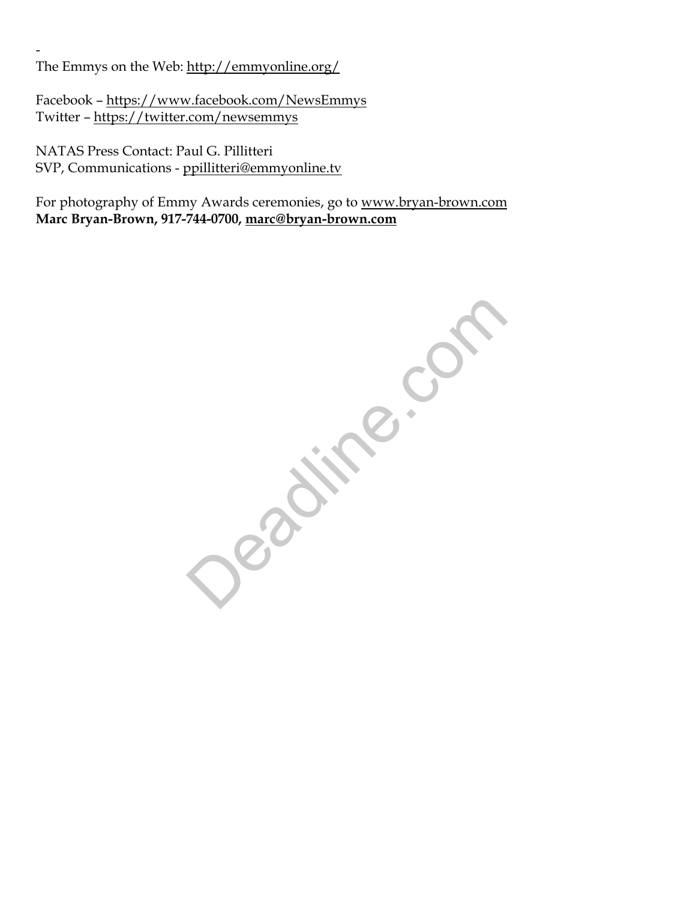-
The Emmys on the Web: http://emmyonline.org/

Facebook – https://www.facebook.com/NewsEmmys
Twitter – https://twitter.com/newsemmys

NATAS Press Contact: Paul G. Pillitteri
SVP, Communications - ppillitteri@emmyonline.tv

For photography of Emmy Awards ceremonies, go to www.bryan-brown.com
**Marc Bryan-Brown, 917-744-0700, marc@bryan-brown.com**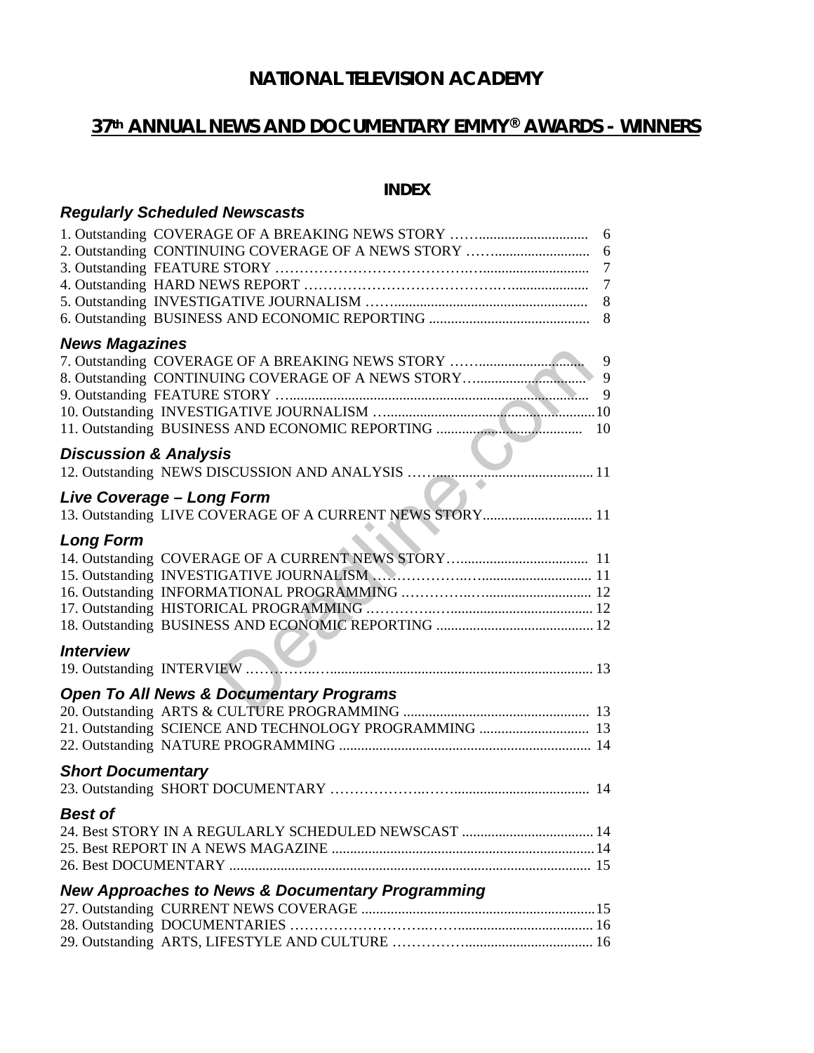# NATIONAL TELEVISION ACADEMY

## 37th ANNUAL NEWS AND DOCUMENTARY EMMY® AWARDS - WINNERS

### INDEX

***Regularly Scheduled Newscasts***

1. Outstanding COVERAGE OF A BREAKING NEWS STORY ...... 6
2. Outstanding CONTINUING COVERAGE OF A NEWS STORY ...... 6
3. Outstanding FEATURE STORY ...... 7
4. Outstanding HARD NEWS REPORT ...... 7
5. Outstanding INVESTIGATIVE JOURNALISM ...... 8
6. Outstanding BUSINESS AND ECONOMIC REPORTING ...... 8

***News Magazines***

7. Outstanding COVERAGE OF A BREAKING NEWS STORY ...... 9
8. Outstanding CONTINUING COVERAGE OF A NEWS STORY...... 9
9. Outstanding FEATURE STORY ...... 9
10. Outstanding INVESTIGATIVE JOURNALISM ...... 10
11. Outstanding BUSINESS AND ECONOMIC REPORTING ...... 10

***Discussion & Analysis***

12. Outstanding NEWS DISCUSSION AND ANALYSIS ...... 11

***Live Coverage – Long Form***

13. Outstanding LIVE COVERAGE OF A CURRENT NEWS STORY...... 11

***Long Form***

14. Outstanding COVERAGE OF A CURRENT NEWS STORY...... 11
15. Outstanding INVESTIGATIVE JOURNALISM ...... 11
16. Outstanding INFORMATIONAL PROGRAMMING ...... 12
17. Outstanding HISTORICAL PROGRAMMING ...... 12
18. Outstanding BUSINESS AND ECONOMIC REPORTING ...... 12

***Interview***

19. Outstanding INTERVIEW ...... 13

***Open To All News & Documentary Programs***

20. Outstanding ARTS & CULTURE PROGRAMMING ...... 13
21. Outstanding SCIENCE AND TECHNOLOGY PROGRAMMING ...... 13
22. Outstanding NATURE PROGRAMMING ...... 14

***Short Documentary***

23. Outstanding SHORT DOCUMENTARY ...... 14

***Best of***

24. Best STORY IN A REGULARLY SCHEDULED NEWSCAST ...... 14
25. Best REPORT IN A NEWS MAGAZINE ...... 14
26. Best DOCUMENTARY ...... 15

***New Approaches to News & Documentary Programming***

27. Outstanding CURRENT NEWS COVERAGE ...... 15
28. Outstanding DOCUMENTARIES ...... 16
29. Outstanding ARTS, LIFESTYLE AND CULTURE ...... 16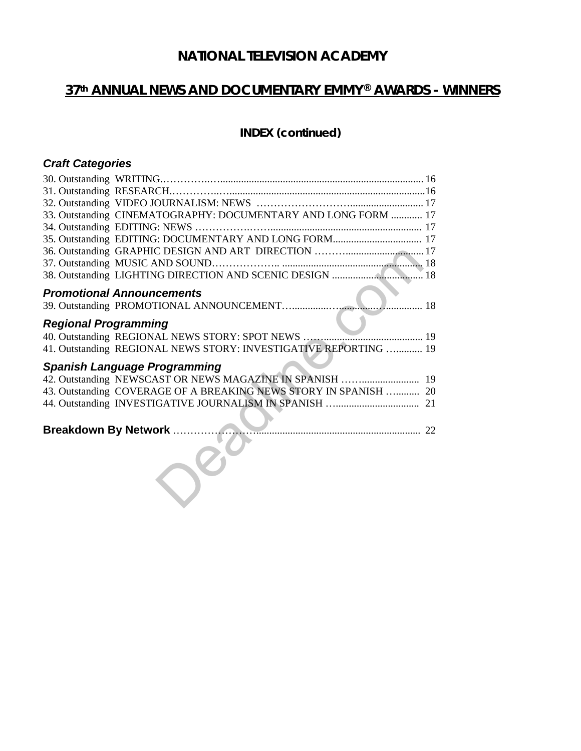# NATIONAL TELEVISION ACADEMY

## 37th ANNUAL NEWS AND DOCUMENTARY EMMY® AWARDS - WINNERS

### INDEX (continued)

***Craft Categories***

30. Outstanding WRITING.………….…............................................................................ 16
31. Outstanding RESEARCH.………..….........................................................................16
32. Outstanding VIDEO JOURNALISM: NEWS ……………………............................ 17
33. Outstanding CINEMATOGRAPHY: DOCUMENTARY AND LONG FORM ............ 17
34. Outstanding EDITING: NEWS ………………….......................................................... 17
35. Outstanding EDITING: DOCUMENTARY AND LONG FORM.................................. 17
36. Outstanding GRAPHIC DESIGN AND ART DIRECTION ………............................... 17
37. Outstanding MUSIC AND SOUND………………. ...................................................... 18
38. Outstanding LIGHTING DIRECTION AND SCENIC DESIGN ................................... 18

***Promotional Announcements***

39. Outstanding PROMOTIONAL ANNOUNCEMENT…..............…................…............ 18

***Regional Programming***

40. Outstanding REGIONAL NEWS STORY: SPOT NEWS …......................................... 19
41. Outstanding REGIONAL NEWS STORY: INVESTIGATIVE REPORTING …......... 19

***Spanish Language Programming***

42. Outstanding NEWSCAST OR NEWS MAGAZINE IN SPANISH ……..................... 19
43. Outstanding COVERAGE OF A BREAKING NEWS STORY IN SPANISH …........ 20
44. Outstanding INVESTIGATIVE JOURNALISM IN SPANISH ….............................. 21

**Breakdown By Network** ……………………........................................................................ 22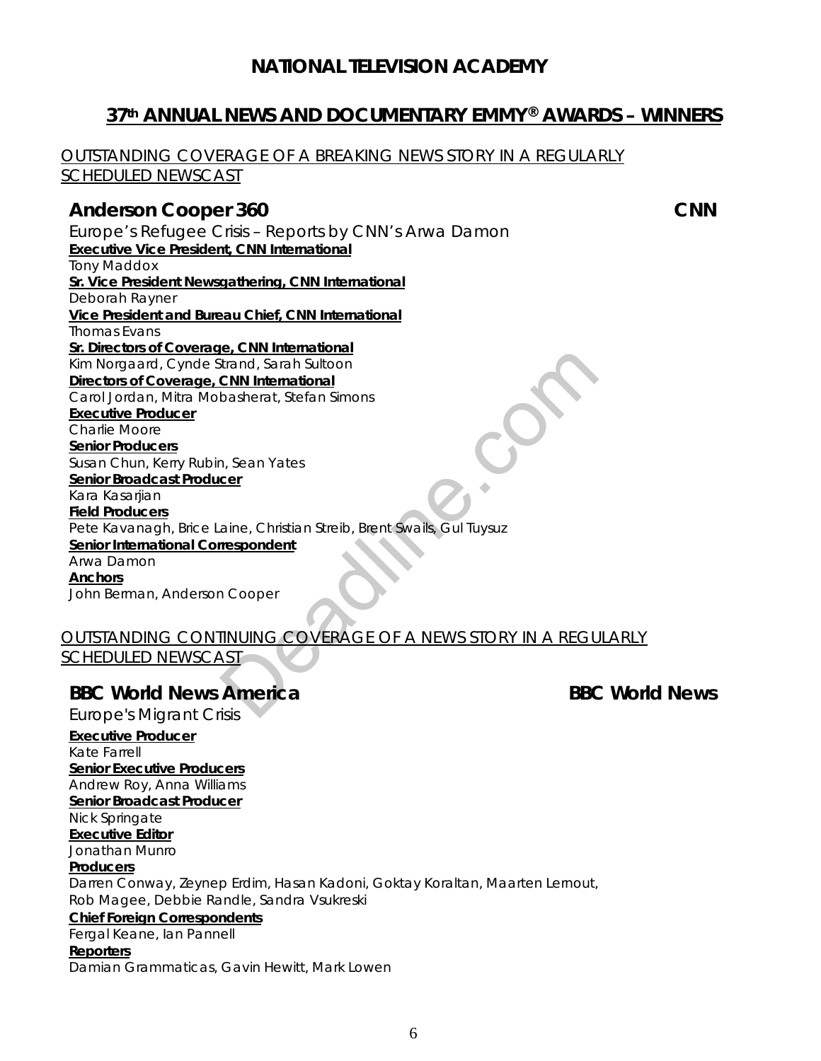# NATIONAL TELEVISION ACADEMY

## 37th ANNUAL NEWS AND DOCUMENTARY EMMY® AWARDS – WINNERS

OUTSTANDING COVERAGE OF A BREAKING NEWS STORY IN A REGULARLY SCHEDULED NEWSCAST

### Anderson Cooper 360 — CNN

Europe's Refugee Crisis – Reports by CNN's Arwa Damon

**Executive Vice President, CNN International**
Tony Maddox
**Sr. Vice President Newsgathering, CNN International**
Deborah Rayner
**Vice President and Bureau Chief, CNN International**
Thomas Evans
**Sr. Directors of Coverage, CNN International**
Kim Norgaard, Cynde Strand, Sarah Sultoon
**Directors of Coverage, CNN International**
Carol Jordan, Mitra Mobasherat, Stefan Simons
**Executive Producer**
Charlie Moore
**Senior Producers**
Susan Chun, Kerry Rubin, Sean Yates
**Senior Broadcast Producer**
Kara Kasarjian
**Field Producers**
Pete Kavanagh, Brice Laine, Christian Streib, Brent Swails, Gul Tuysuz
**Senior International Correspondent**
Arwa Damon
**Anchors**
John Berman, Anderson Cooper

OUTSTANDING CONTINUING COVERAGE OF A NEWS STORY IN A REGULARLY SCHEDULED NEWSCAST

### BBC World News America — BBC World News

Europe's Migrant Crisis

**Executive Producer**
Kate Farrell
**Senior Executive Producers**
Andrew Roy, Anna Williams
**Senior Broadcast Producer**
Nick Springate
**Executive Editor**
Jonathan Munro
**Producers**
Darren Conway, Zeynep Erdim, Hasan Kadoni, Goktay Koraltan, Maarten Lernout, Rob Magee, Debbie Randle, Sandra Vsukreski
**Chief Foreign Correspondents**
Fergal Keane, Ian Pannell
**Reporters**
Damian Grammaticas, Gavin Hewitt, Mark Lowen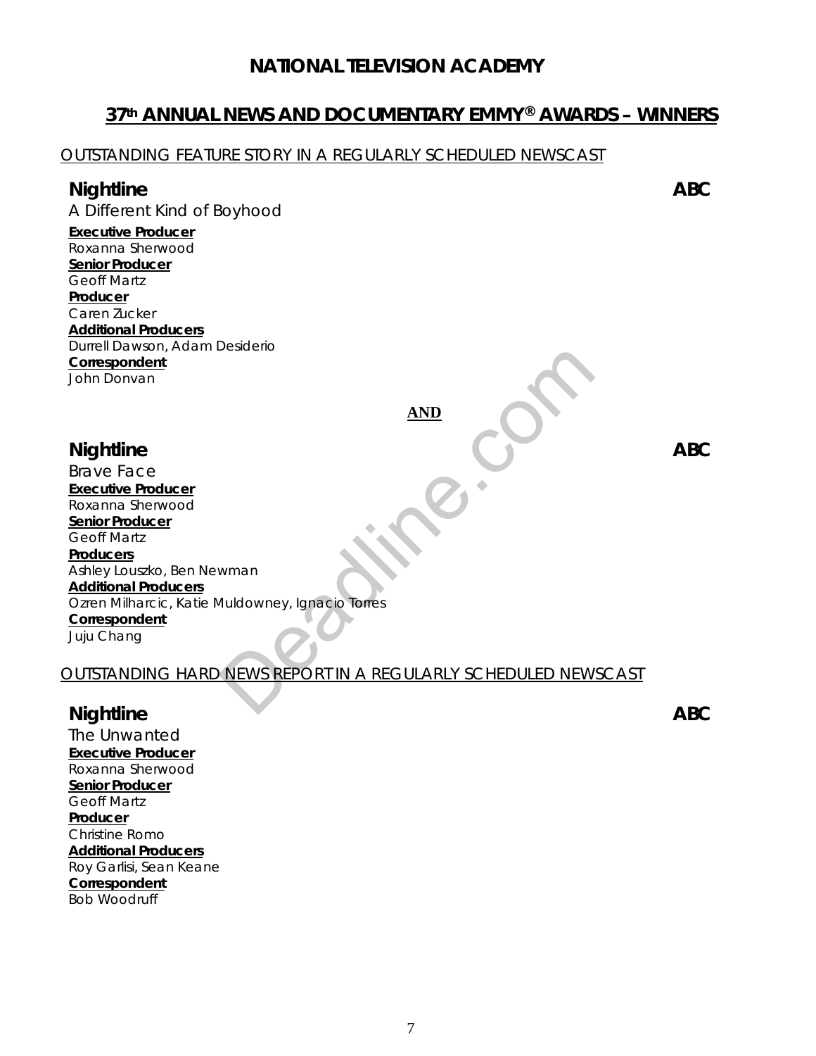# NATIONAL TELEVISION ACADEMY

## 37th ANNUAL NEWS AND DOCUMENTARY EMMY® AWARDS – WINNERS

OUTSTANDING FEATURE STORY IN A REGULARLY SCHEDULED NEWSCAST

**Nightline** **ABC**

A Different Kind of Boyhood

**Executive Producer**
Roxanna Sherwood

**Senior Producer**
Geoff Martz

**Producer**
Caren Zucker

**Additional Producers**
Durrell Dawson, Adam Desiderio

**Correspondent**
John Donvan

**AND**

**Nightline** **ABC**

Brave Face

**Executive Producer**
Roxanna Sherwood

**Senior Producer**
Geoff Martz

**Producers**
Ashley Louszko, Ben Newman

**Additional Producers**
Ozren Milharcic, Katie Muldowney, Ignacio Torres

**Correspondent**
Juju Chang

OUTSTANDING HARD NEWS REPORT IN A REGULARLY SCHEDULED NEWSCAST

**Nightline** **ABC**

The Unwanted

**Executive Producer**
Roxanna Sherwood

**Senior Producer**
Geoff Martz

**Producer**
Christine Romo

**Additional Producers**
Roy Garlisi, Sean Keane

**Correspondent**
Bob Woodruff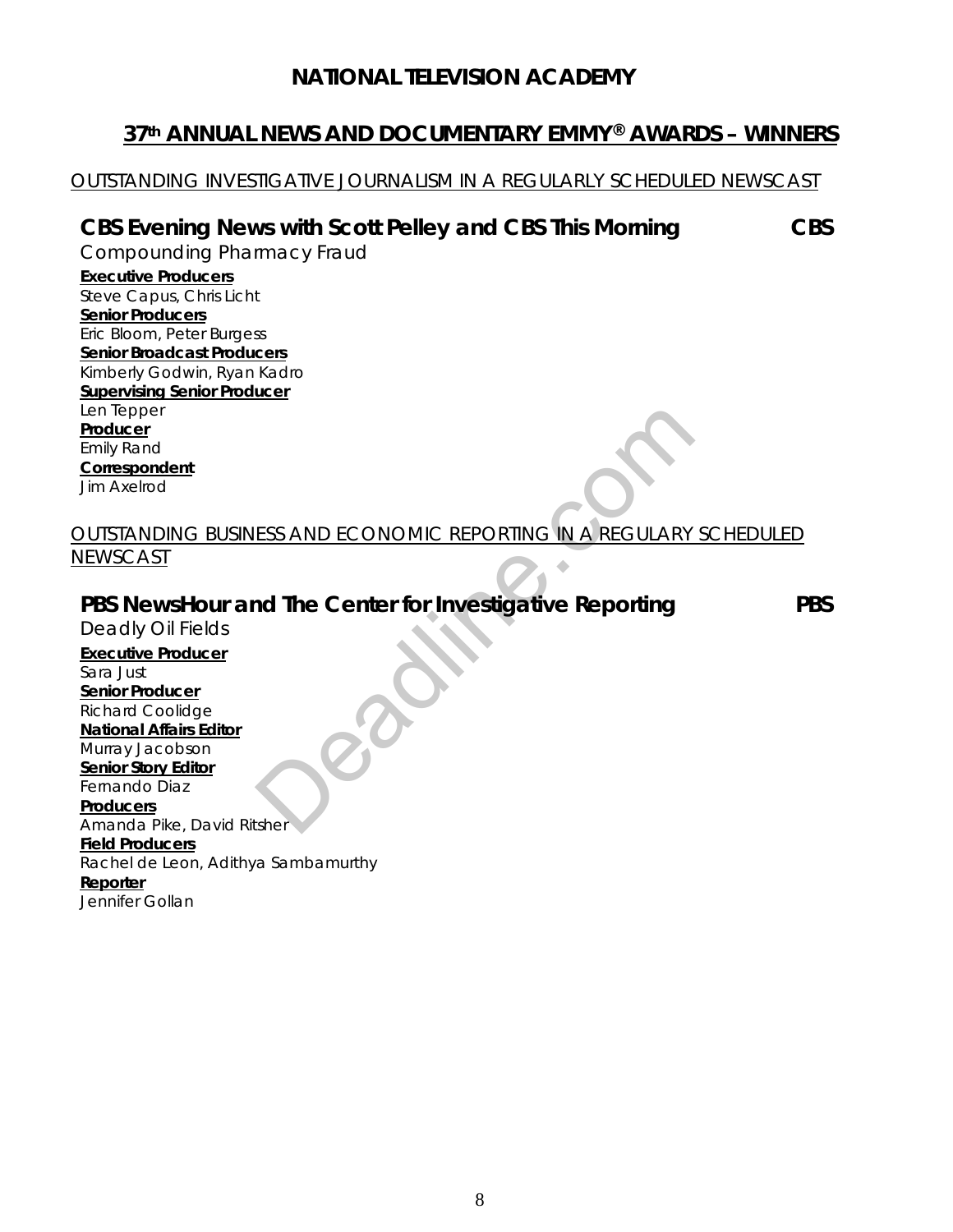# NATIONAL TELEVISION ACADEMY

## 37th ANNUAL NEWS AND DOCUMENTARY EMMY® AWARDS – WINNERS

OUTSTANDING INVESTIGATIVE JOURNALISM IN A REGULARLY SCHEDULED NEWSCAST

### CBS Evening News with Scott Pelley and CBS This Morning — CBS

Compounding Pharmacy Fraud

**Executive Producers**
Steve Capus, Chris Licht
**Senior Producers**
Eric Bloom, Peter Burgess
**Senior Broadcast Producers**
Kimberly Godwin, Ryan Kadro
**Supervising Senior Producer**
Len Tepper
**Producer**
Emily Rand
**Correspondent**
Jim Axelrod

OUTSTANDING BUSINESS AND ECONOMIC REPORTING IN A REGULARY SCHEDULED NEWSCAST

### PBS NewsHour and The Center for Investigative Reporting — PBS

Deadly Oil Fields

**Executive Producer**
Sara Just
**Senior Producer**
Richard Coolidge
**National Affairs Editor**
Murray Jacobson
**Senior Story Editor**
Fernando Diaz
**Producers**
Amanda Pike, David Ritsher
**Field Producers**
Rachel de Leon, Adithya Sambamurthy
**Reporter**
Jennifer Gollan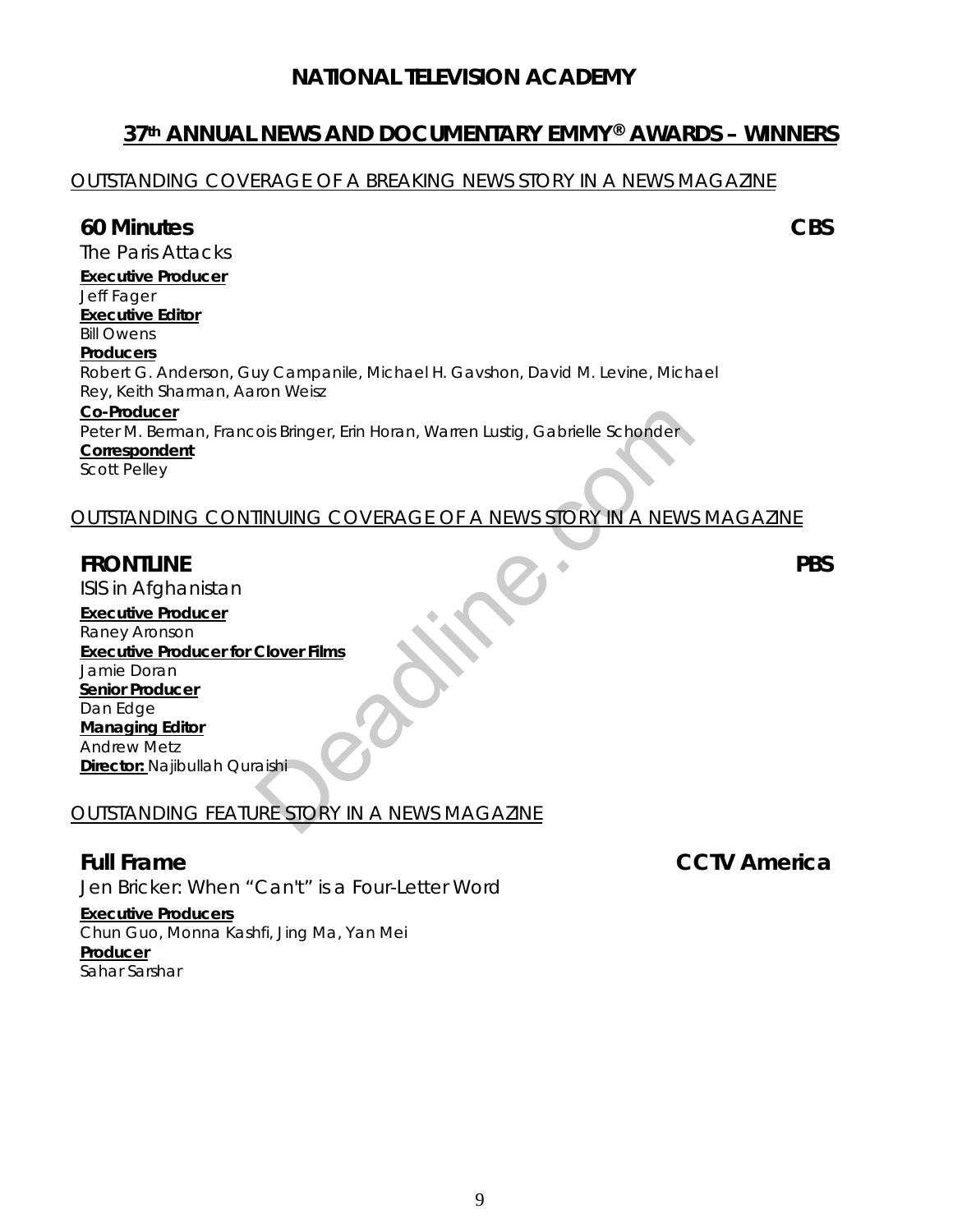# NATIONAL TELEVISION ACADEMY

## 37th ANNUAL NEWS AND DOCUMENTARY EMMY® AWARDS – WINNERS

OUTSTANDING COVERAGE OF A BREAKING NEWS STORY IN A NEWS MAGAZINE

**60 Minutes** **CBS**

The Paris Attacks

**Executive Producer**
Jeff Fager
**Executive Editor**
Bill Owens
**Producers**
Robert G. Anderson, Guy Campanile, Michael H. Gavshon, David M. Levine, Michael Rey, Keith Sharman, Aaron Weisz
**Co-Producer**
Peter M. Berman, Francois Bringer, Erin Horan, Warren Lustig, Gabrielle Schonder
**Correspondent**
Scott Pelley

OUTSTANDING CONTINUING COVERAGE OF A NEWS STORY IN A NEWS MAGAZINE

**FRONTLINE** **PBS**

ISIS in Afghanistan

**Executive Producer**
Raney Aronson
**Executive Producer for Clover Films**
Jamie Doran
**Senior Producer**
Dan Edge
**Managing Editor**
Andrew Metz
**Director:** Najibullah Quraishi

OUTSTANDING FEATURE STORY IN A NEWS MAGAZINE

**Full Frame** **CCTV America**

Jen Bricker: When "Can't" is a Four-Letter Word

**Executive Producers**
Chun Guo, Monna Kashfi, Jing Ma, Yan Mei
**Producer**
Sahar Sarshar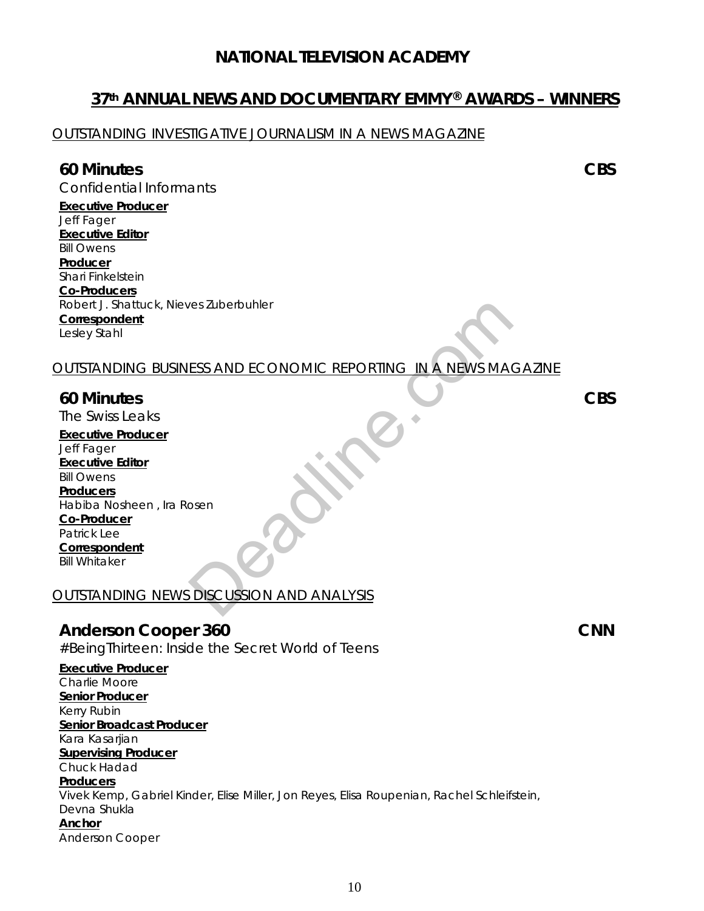# NATIONAL TELEVISION ACADEMY

## 37th ANNUAL NEWS AND DOCUMENTARY EMMY® AWARDS – WINNERS

OUTSTANDING INVESTIGATIVE JOURNALISM IN A NEWS MAGAZINE

### 60 Minutes — CBS

Confidential Informants

**Executive Producer**
Jeff Fager
**Executive Editor**
Bill Owens
**Producer**
Shari Finkelstein
**Co-Producers**
Robert J. Shattuck, Nieves Zuberbuhler
**Correspondent**
Lesley Stahl

OUTSTANDING BUSINESS AND ECONOMIC REPORTING IN A NEWS MAGAZINE

### 60 Minutes — CBS

The Swiss Leaks

**Executive Producer**
Jeff Fager
**Executive Editor**
Bill Owens
**Producers**
Habiba Nosheen , Ira Rosen
**Co-Producer**
Patrick Lee
**Correspondent**
Bill Whitaker

OUTSTANDING NEWS DISCUSSION AND ANALYSIS

### Anderson Cooper 360 — CNN

#BeingThirteen: Inside the Secret World of Teens

**Executive Producer**
Charlie Moore
**Senior Producer**
Kerry Rubin
**Senior Broadcast Producer**
Kara Kasarjian
**Supervising Producer**
Chuck Hadad
**Producers**
Vivek Kemp, Gabriel Kinder, Elise Miller, Jon Reyes, Elisa Roupenian, Rachel Schleifstein, Devna Shukla
**Anchor**
Anderson Cooper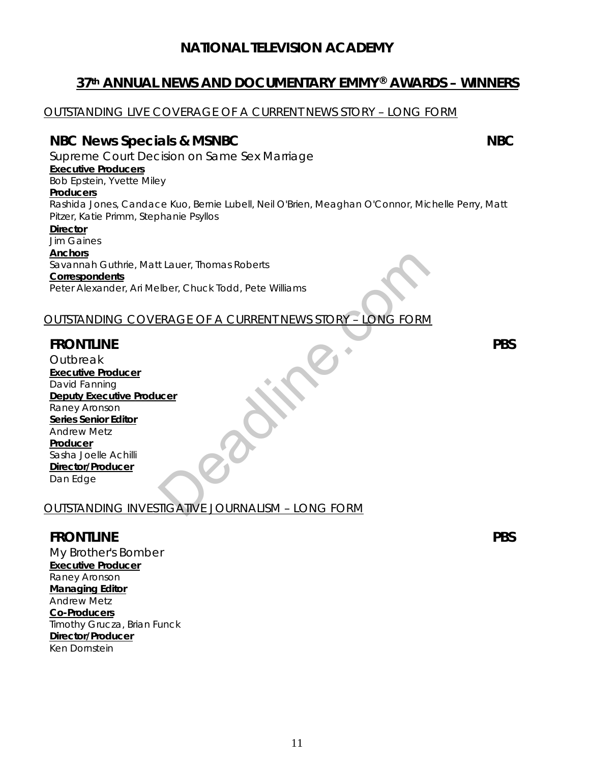# NATIONAL TELEVISION ACADEMY

## 37th ANNUAL NEWS AND DOCUMENTARY EMMY® AWARDS – WINNERS

OUTSTANDING LIVE COVERAGE OF A CURRENT NEWS STORY – LONG FORM

**NBC News Specials & MSNBC** **NBC**

Supreme Court Decision on Same Sex Marriage

**Executive Producers**
Bob Epstein, Yvette Miley

**Producers**
Rashida Jones, Candace Kuo, Bernie Lubell, Neil O'Brien, Meaghan O'Connor, Michelle Perry, Matt Pitzer, Katie Primm, Stephanie Psyllos

**Director**
Jim Gaines

**Anchors**
Savannah Guthrie, Matt Lauer, Thomas Roberts

**Correspondents**
Peter Alexander, Ari Melber, Chuck Todd, Pete Williams

OUTSTANDING COVERAGE OF A CURRENT NEWS STORY – LONG FORM

**FRONTLINE** **PBS**

Outbreak

**Executive Producer**
David Fanning

**Deputy Executive Producer**
Raney Aronson

**Series Senior Editor**
Andrew Metz

**Producer**
Sasha Joelle Achilli

**Director/Producer**
Dan Edge

OUTSTANDING INVESTIGATIVE JOURNALISM – LONG FORM

**FRONTLINE** **PBS**

My Brother's Bomber

**Executive Producer**
Raney Aronson

**Managing Editor**
Andrew Metz

**Co-Producers**
Timothy Grucza, Brian Funck

**Director/Producer**
Ken Dornstein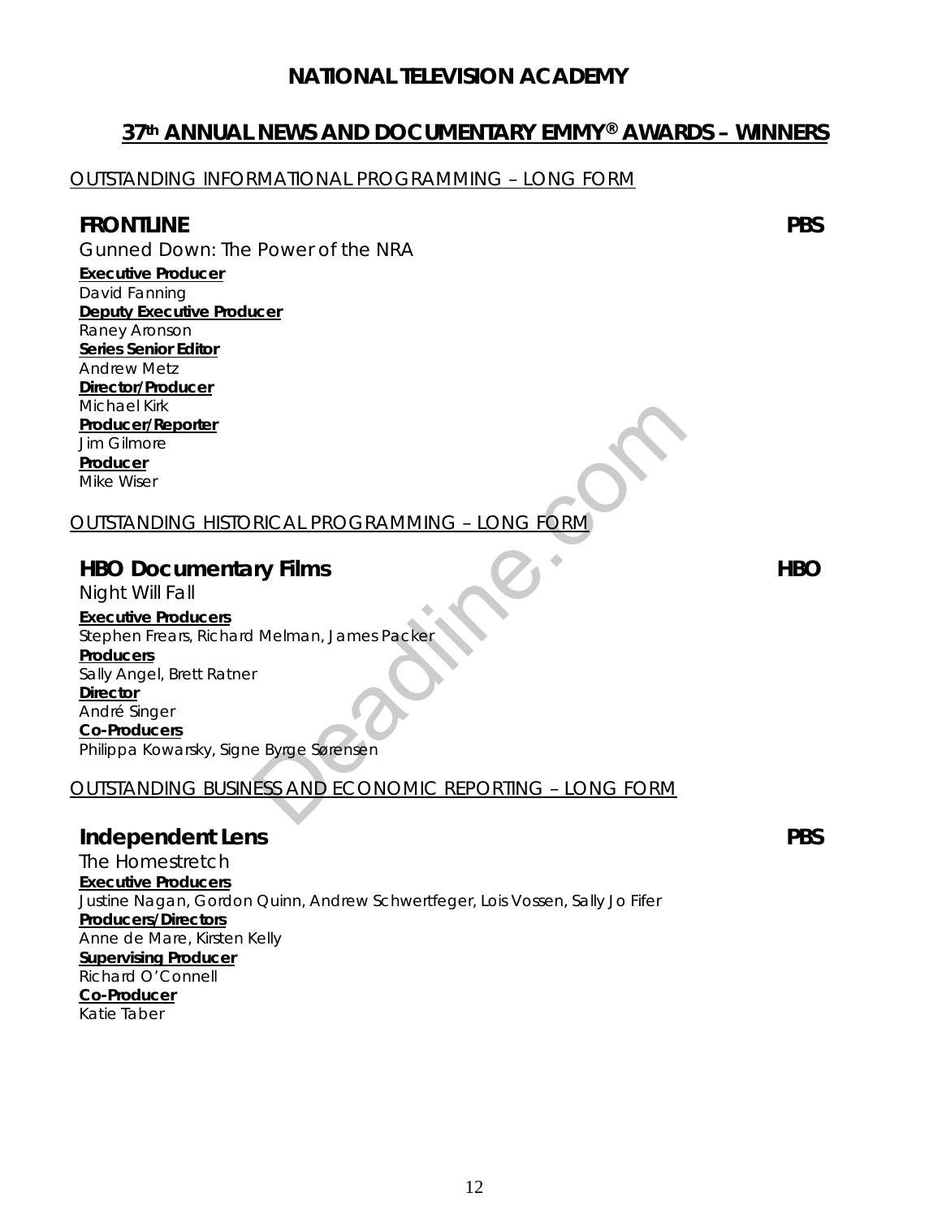# NATIONAL TELEVISION ACADEMY

## 37th ANNUAL NEWS AND DOCUMENTARY EMMY® AWARDS – WINNERS

### OUTSTANDING INFORMATIONAL PROGRAMMING – LONG FORM

**FRONTLINE** **PBS**

Gunned Down: The Power of the NRA

**Executive Producer**
David Fanning

**Deputy Executive Producer**
Raney Aronson

**Series Senior Editor**
Andrew Metz

**Director/Producer**
Michael Kirk

**Producer/Reporter**
Jim Gilmore

**Producer**
Mike Wiser

### OUTSTANDING HISTORICAL PROGRAMMING – LONG FORM

**HBO Documentary Films** **HBO**

Night Will Fall

**Executive Producers**
Stephen Frears, Richard Melman, James Packer

**Producers**
Sally Angel, Brett Ratner

**Director**
André Singer

**Co-Producers**
Philippa Kowarsky, Signe Byrge Sørensen

### OUTSTANDING BUSINESS AND ECONOMIC REPORTING – LONG FORM

**Independent Lens** **PBS**

The Homestretch

**Executive Producers**
Justine Nagan, Gordon Quinn, Andrew Schwertfeger, Lois Vossen, Sally Jo Fifer

**Producers/Directors**
Anne de Mare, Kirsten Kelly

**Supervising Producer**
Richard O'Connell

**Co-Producer**
Katie Taber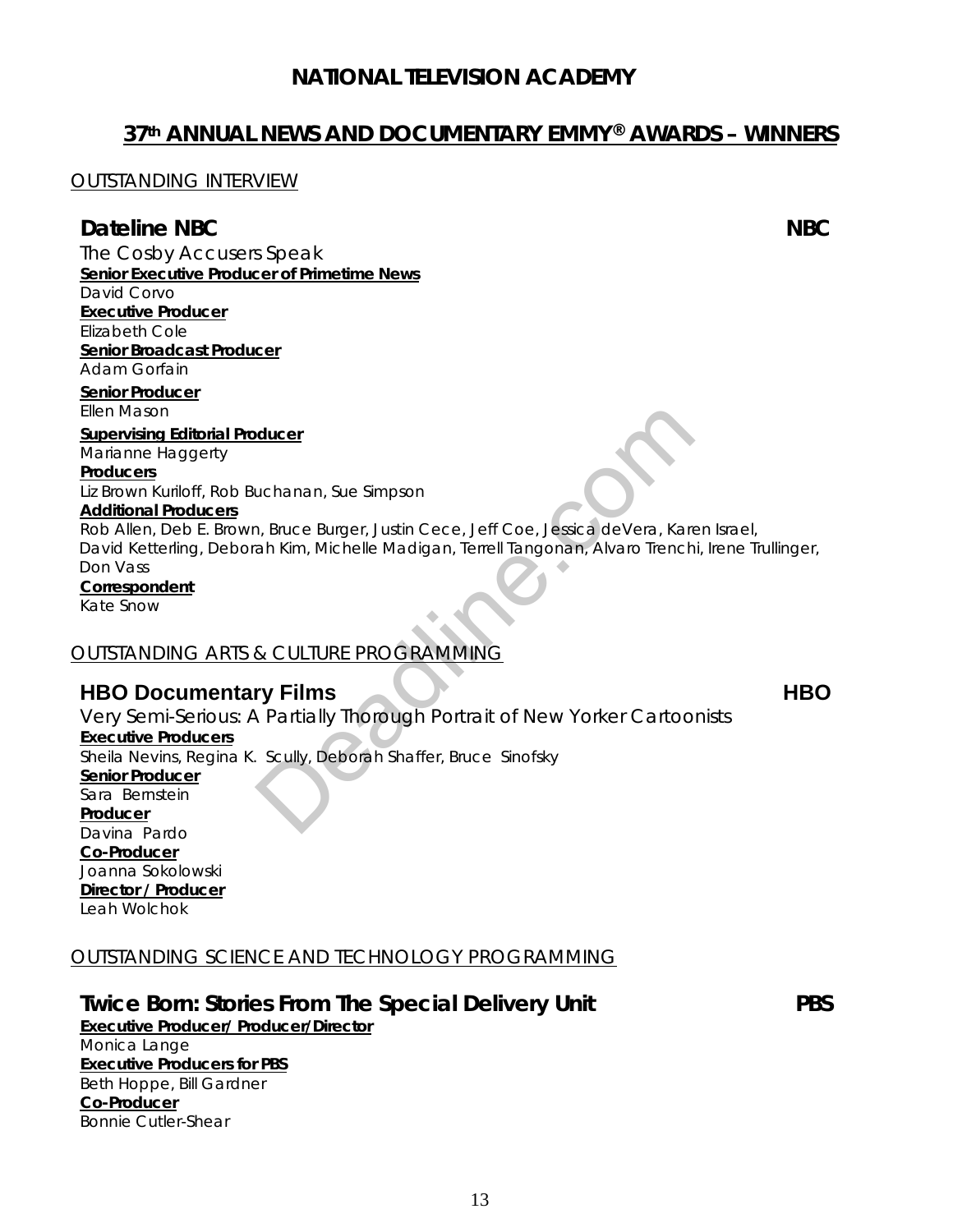# NATIONAL TELEVISION ACADEMY

## 37th ANNUAL NEWS AND DOCUMENTARY EMMY® AWARDS – WINNERS

### OUTSTANDING INTERVIEW

**Dateline NBC** **NBC**

The Cosby Accusers Speak

**Senior Executive Producer of Primetime News**
David Corvo

**Executive Producer**
Elizabeth Cole

**Senior Broadcast Producer**
Adam Gorfain

**Senior Producer**
Ellen Mason

**Supervising Editorial Producer**
Marianne Haggerty

**Producers**
Liz Brown Kuriloff, Rob Buchanan, Sue Simpson

**Additional Producers**
Rob Allen, Deb E. Brown, Bruce Burger, Justin Cece, Jeff Coe, Jessica deVera, Karen Israel, David Ketterling, Deborah Kim, Michelle Madigan, Terrell Tangonan, Alvaro Trenchi, Irene Trullinger, Don Vass

**Correspondent**
Kate Snow

### OUTSTANDING ARTS & CULTURE PROGRAMMING

**HBO Documentary Films** **HBO**

Very Semi-Serious: A Partially Thorough Portrait of New Yorker Cartoonists

**Executive Producers**
Sheila Nevins, Regina K. Scully, Deborah Shaffer, Bruce Sinofsky

**Senior Producer**
Sara Bernstein

**Producer**
Davina Pardo

**Co-Producer**
Joanna Sokolowski

**Director / Producer**
Leah Wolchok

### OUTSTANDING SCIENCE AND TECHNOLOGY PROGRAMMING

**Twice Born: Stories From The Special Delivery Unit** **PBS**

**Executive Producer/ Producer/Director**
Monica Lange

**Executive Producers for PBS**
Beth Hoppe, Bill Gardner

**Co-Producer**
Bonnie Cutler-Shear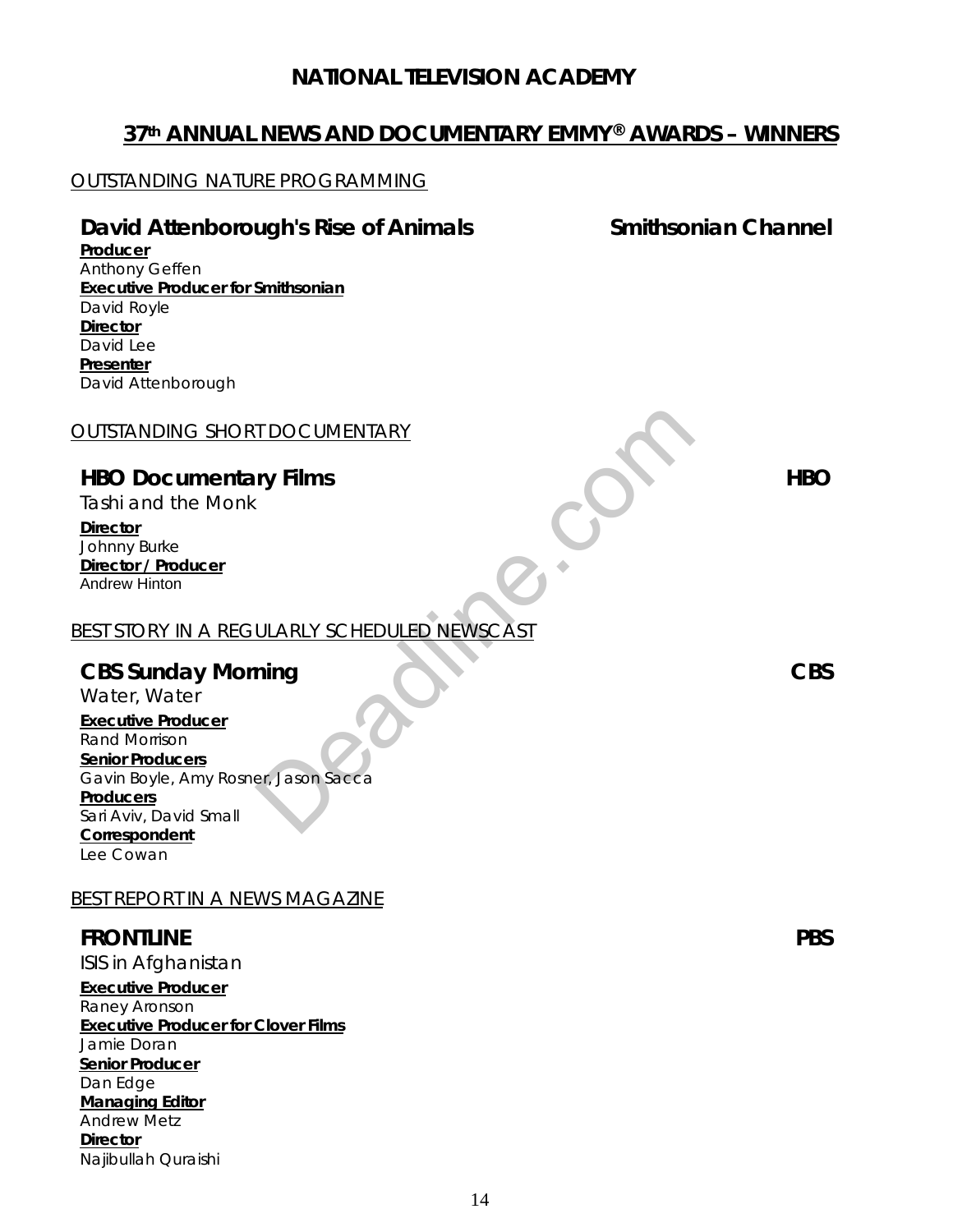# NATIONAL TELEVISION ACADEMY

## 37th ANNUAL NEWS AND DOCUMENTARY EMMY® AWARDS – WINNERS

OUTSTANDING NATURE PROGRAMMING

**David Attenborough's Rise of Animals** — **Smithsonian Channel**

**Producer**
Anthony Geffen
**Executive Producer for Smithsonian**
David Royle
**Director**
David Lee
**Presenter**
David Attenborough

OUTSTANDING SHORT DOCUMENTARY

**HBO Documentary Films** — **HBO**

Tashi and the Monk

**Director**
Johnny Burke
**Director / Producer**
Andrew Hinton

BEST STORY IN A REGULARLY SCHEDULED NEWSCAST

**CBS Sunday Morning** — **CBS**

Water, Water

**Executive Producer**
Rand Morrison
**Senior Producers**
Gavin Boyle, Amy Rosner, Jason Sacca
**Producers**
Sari Aviv, David Small
**Correspondent**
Lee Cowan

BEST REPORT IN A NEWS MAGAZINE

**FRONTLINE** — **PBS**

ISIS in Afghanistan

**Executive Producer**
Raney Aronson
**Executive Producer for Clover Films**
Jamie Doran
**Senior Producer**
Dan Edge
**Managing Editor**
Andrew Metz
**Director**
Najibullah Quraishi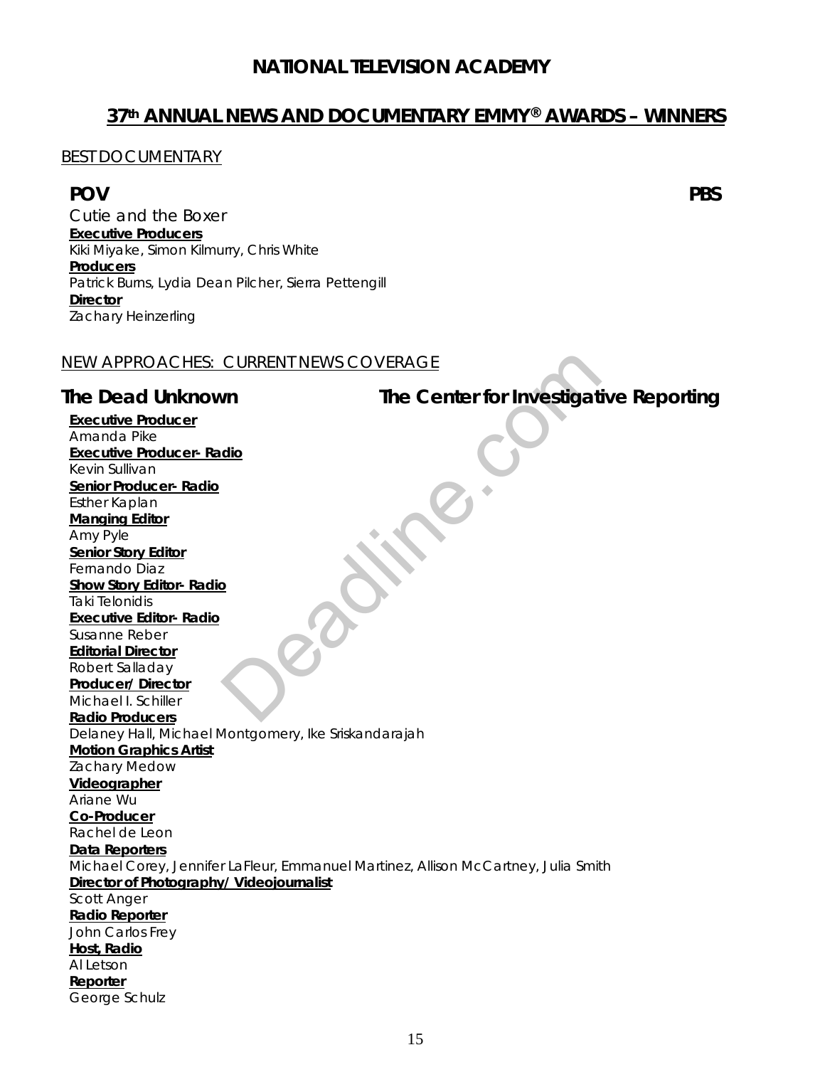# NATIONAL TELEVISION ACADEMY

## 37th ANNUAL NEWS AND DOCUMENTARY EMMY® AWARDS – WINNERS

BEST DOCUMENTARY

**POV** **PBS**

Cutie and the Boxer

**Executive Producers**
Kiki Miyake, Simon Kilmurry, Chris White

**Producers**
Patrick Burns, Lydia Dean Pilcher, Sierra Pettengill

**Director**
Zachary Heinzerling

NEW APPROACHES: CURRENT NEWS COVERAGE

**The Dead Unknown** **The Center for Investigative Reporting**

**Executive Producer**
Amanda Pike

**Executive Producer- Radio**
Kevin Sullivan

**Senior Producer- Radio**
Esther Kaplan

**Manging Editor**
Amy Pyle

**Senior Story Editor**
Fernando Diaz

**Show Story Editor- Radio**
Taki Telonidis

**Executive Editor- Radio**
Susanne Reber

**Editorial Director**
Robert Salladay

**Producer/ Director**
Michael I. Schiller

**Radio Producers**
Delaney Hall, Michael Montgomery, Ike Sriskandarajah

**Motion Graphics Artist**
Zachary Medow

**Videographer**
Ariane Wu

**Co-Producer**
Rachel de Leon

**Data Reporters**
Michael Corey, Jennifer LaFleur, Emmanuel Martinez, Allison McCartney, Julia Smith

**Director of Photography/ Videojournalist**
Scott Anger

**Radio Reporter**
John Carlos Frey

**Host, Radio**
Al Letson

**Reporter**
George Schulz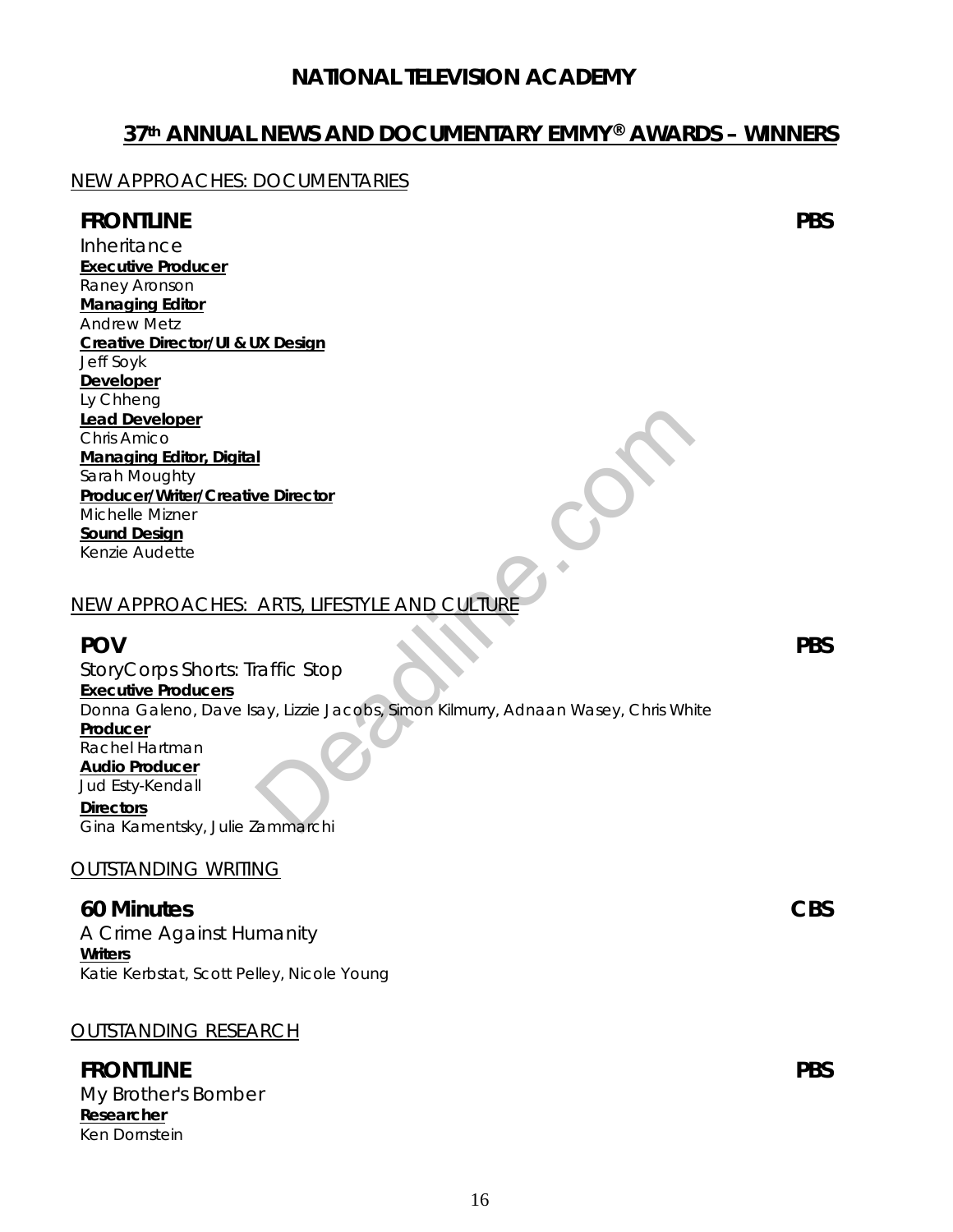## NATIONAL TELEVISION ACADEMY

## 37th ANNUAL NEWS AND DOCUMENTARY EMMY® AWARDS – WINNERS

NEW APPROACHES: DOCUMENTARIES

**FRONTLINE** **PBS**
Inheritance
**Executive Producer**
Raney Aronson
**Managing Editor**
Andrew Metz
**Creative Director/UI & UX Design**
Jeff Soyk
**Developer**
Ly Chheng
**Lead Developer**
Chris Amico
**Managing Editor, Digital**
Sarah Moughty
**Producer/Writer/Creative Director**
Michelle Mizner
**Sound Design**
Kenzie Audette

NEW APPROACHES: ARTS, LIFESTYLE AND CULTURE

**POV** **PBS**
StoryCorps Shorts: Traffic Stop
**Executive Producers**
Donna Galeno, Dave Isay, Lizzie Jacobs, Simon Kilmurry, Adnaan Wasey, Chris White
**Producer**
Rachel Hartman
**Audio Producer**
Jud Esty-Kendall
**Directors**
Gina Kamentsky, Julie Zammarchi

OUTSTANDING WRITING

**60 Minutes** **CBS**
A Crime Against Humanity
**Writers**
Katie Kerbstat, Scott Pelley, Nicole Young

OUTSTANDING RESEARCH

**FRONTLINE** **PBS**
My Brother's Bomber
**Researcher**
Ken Dornstein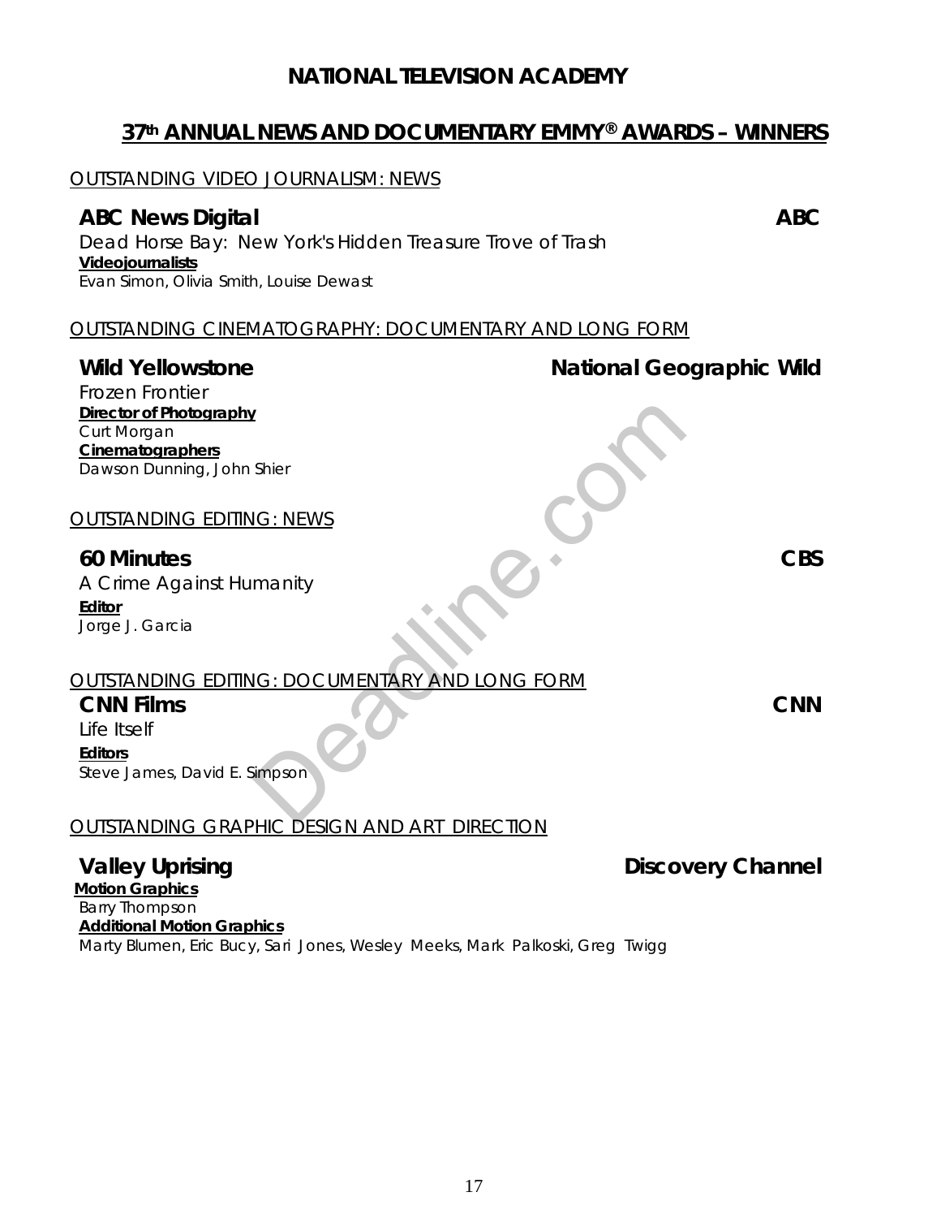# NATIONAL TELEVISION ACADEMY

## 37th ANNUAL NEWS AND DOCUMENTARY EMMY® AWARDS – WINNERS

OUTSTANDING VIDEO JOURNALISM: NEWS

**ABC News Digital** **ABC**

Dead Horse Bay: New York's Hidden Treasure Trove of Trash

**Videojournalists**

Evan Simon, Olivia Smith, Louise Dewast

OUTSTANDING CINEMATOGRAPHY: DOCUMENTARY AND LONG FORM

**Wild Yellowstone** **National Geographic Wild**

Frozen Frontier

**Director of Photography**

Curt Morgan

**Cinematographers**

Dawson Dunning, John Shier

OUTSTANDING EDITING: NEWS

**60 Minutes** **CBS**

A Crime Against Humanity

**Editor**

Jorge J. Garcia

OUTSTANDING EDITING: DOCUMENTARY AND LONG FORM

**CNN Films** **CNN**

Life Itself

**Editors**

Steve James, David E. Simpson

OUTSTANDING GRAPHIC DESIGN AND ART DIRECTION

**Valley Uprising** **Discovery Channel**

**Motion Graphics**

Barry Thompson

**Additional Motion Graphics**

Marty Blumen, Eric Bucy, Sari Jones, Wesley Meeks, Mark Palkoski, Greg Twigg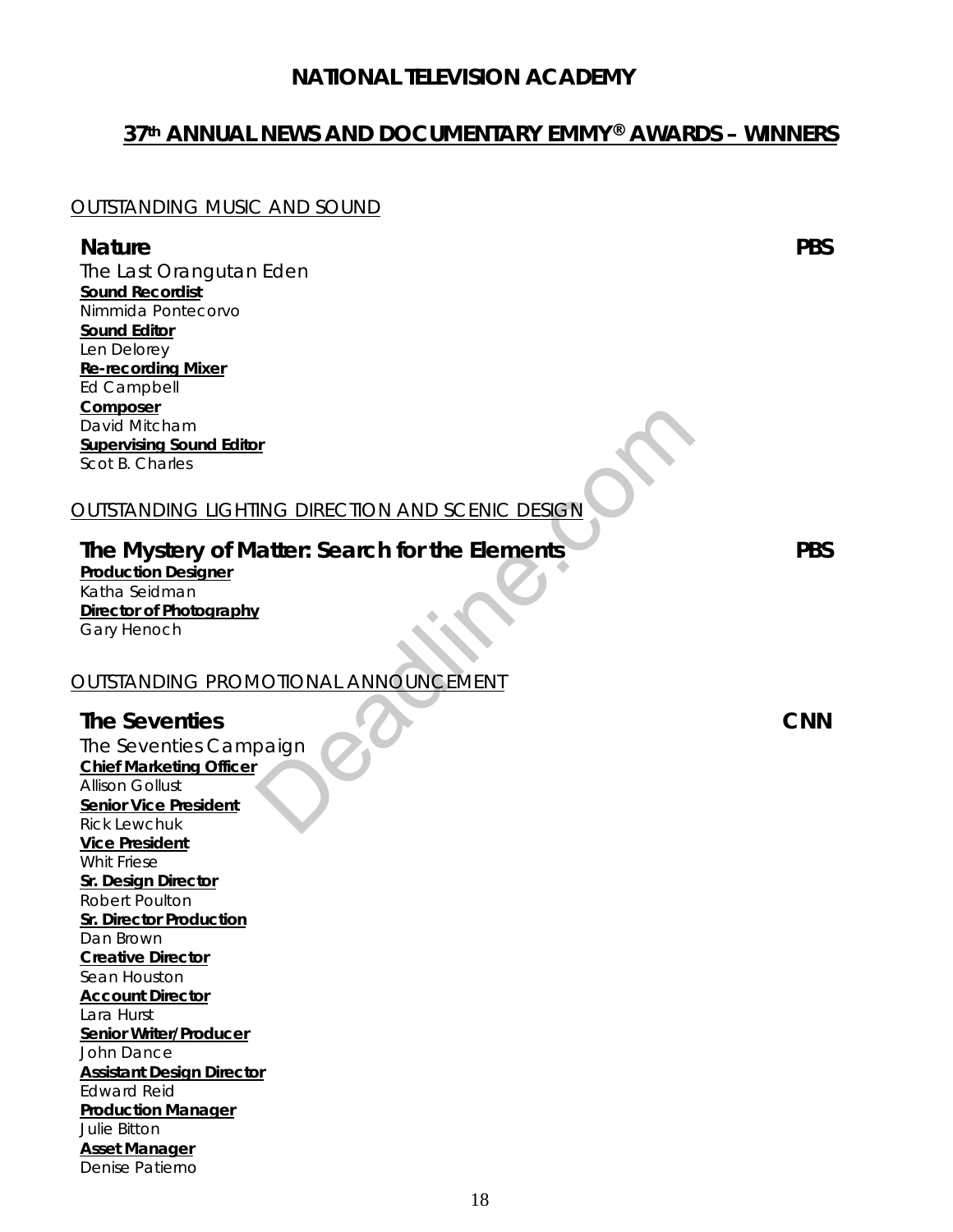# NATIONAL TELEVISION ACADEMY

## 37th ANNUAL NEWS AND DOCUMENTARY EMMY® AWARDS – WINNERS

OUTSTANDING MUSIC AND SOUND

**Nature** **PBS**
The Last Orangutan Eden
**Sound Recordist**
Nimmida Pontecorvo
**Sound Editor**
Len Delorey
**Re-recording Mixer**
Ed Campbell
**Composer**
David Mitcham
**Supervising Sound Editor**
Scot B. Charles

OUTSTANDING LIGHTING DIRECTION AND SCENIC DESIGN

**The Mystery of Matter: Search for the Elements** **PBS**
**Production Designer**
Katha Seidman
**Director of Photography**
Gary Henoch

OUTSTANDING PROMOTIONAL ANNOUNCEMENT

**The Seventies** **CNN**
The Seventies Campaign
**Chief Marketing Officer**
Allison Gollust
**Senior Vice President**
Rick Lewchuk
**Vice President**
Whit Friese
**Sr. Design Director**
Robert Poulton
**Sr. Director Production**
Dan Brown
**Creative Director**
Sean Houston
**Account Director**
Lara Hurst
**Senior Writer/Producer**
John Dance
**Assistant Design Director**
Edward Reid
**Production Manager**
Julie Bitton
**Asset Manager**
Denise Patierno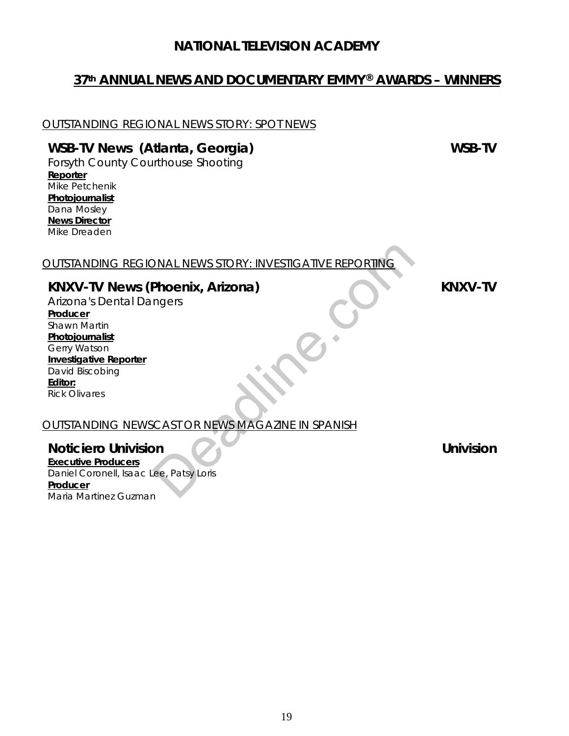# NATIONAL TELEVISION ACADEMY

## 37th ANNUAL NEWS AND DOCUMENTARY EMMY® AWARDS – WINNERS

OUTSTANDING REGIONAL NEWS STORY: SPOT NEWS

**WSB-TV News (Atlanta, Georgia)** **WSB-TV**

Forsyth County Courthouse Shooting

**Reporter**

Mike Petchenik

**Photojournalist**

Dana Mosley

**News Director**

Mike Dreaden

OUTSTANDING REGIONAL NEWS STORY: INVESTIGATIVE REPORTING

**KNXV-TV News (Phoenix, Arizona)** **KNXV-TV**

Arizona's Dental Dangers

**Producer**

Shawn Martin

**Photojournalist**

Gerry Watson

**Investigative Reporter**

David Biscobing

**Editor:**

Rick Olivares

OUTSTANDING NEWSCAST OR NEWS MAGAZINE IN SPANISH

**Noticiero Univision** **Univision**

**Executive Producers**

Daniel Coronell, Isaac Lee, Patsy Loris

**Producer**

Maria Martinez Guzman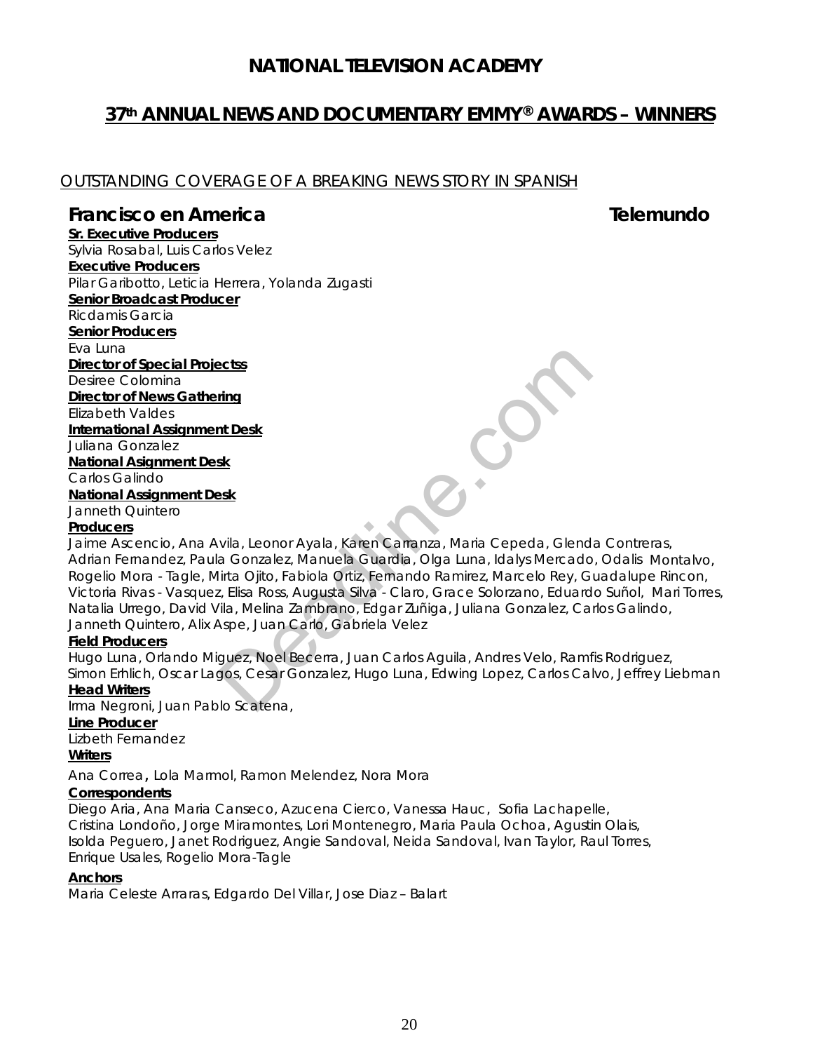# NATIONAL TELEVISION ACADEMY

## 37th ANNUAL NEWS AND DOCUMENTARY EMMY® AWARDS – WINNERS

OUTSTANDING COVERAGE OF A BREAKING NEWS STORY IN SPANISH

### Francisco en America — Telemundo

**Sr. Executive Producers**
Sylvia Rosabal, Luis Carlos Velez

**Executive Producers**
Pilar Garibotto, Leticia Herrera, Yolanda Zugasti

**Senior Broadcast Producer**
Ricdamis Garcia

**Senior Producers**
Eva Luna

**Director of Special Projectss**
Desiree Colomina

**Director of News Gathering**
Elizabeth Valdes

**International Assignment Desk**
Juliana Gonzalez

**National Asignment Desk**
Carlos Galindo

**National Assignment Desk**
Janneth Quintero

**Producers**
Jaime Ascencio, Ana Avila, Leonor Ayala, Karen Carranza, Maria Cepeda, Glenda Contreras, Adrian Fernandez, Paula Gonzalez, Manuela Guadia, Olga Luna, Idalys Mercado, Odalis Montalvo, Rogelio Mora - Tagle, Mirta Ojito, Fabiola Ortiz, Fernando Ramirez, Marcelo Rey, Guadalupe Rincon, Victoria Rivas - Vasquez, Elisa Ross, Augusta Silva - Claro, Grace Solorzano, Eduardo Suñol, Mari Torres, Natalia Urrego, David Vila, Melina Zambrano, Edgar Zuñiga, Juliana Gonzalez, Carlos Galindo, Janneth Quintero, Alix Aspe, Juan Carlo, Gabriela Velez

**Field Producers**
Hugo Luna, Orlando Miguez, Noel Becerra, Juan Carlos Aguila, Andres Velo, Ramfis Rodriguez, Simon Erhlich, Oscar Lagos, Cesar Gonzalez, Hugo Luna, Edwing Lopez, Carlos Calvo, Jeffrey Liebman

**Head Writers**
Irma Negroni, Juan Pablo Scatena,

**Line Producer**
Lizbeth Fernandez

**Writers**
Ana Correa, Lola Marmol, Ramon Melendez, Nora Mora

**Correspondents**
Diego Aria, Ana Maria Canseco, Azucena Cierco, Vanessa Hauc, Sofia Lachapelle, Cristina Londoño, Jorge Miramontes, Lori Montenegro, Maria Paula Ochoa, Agustin Olais, Isolda Peguero, Janet Rodriguez, Angie Sandoval, Neida Sandoval, Ivan Taylor, Raul Torres, Enrique Usales, Rogelio Mora-Tagle

**Anchors**
Maria Celeste Arraras, Edgardo Del Villar, Jose Diaz – Balart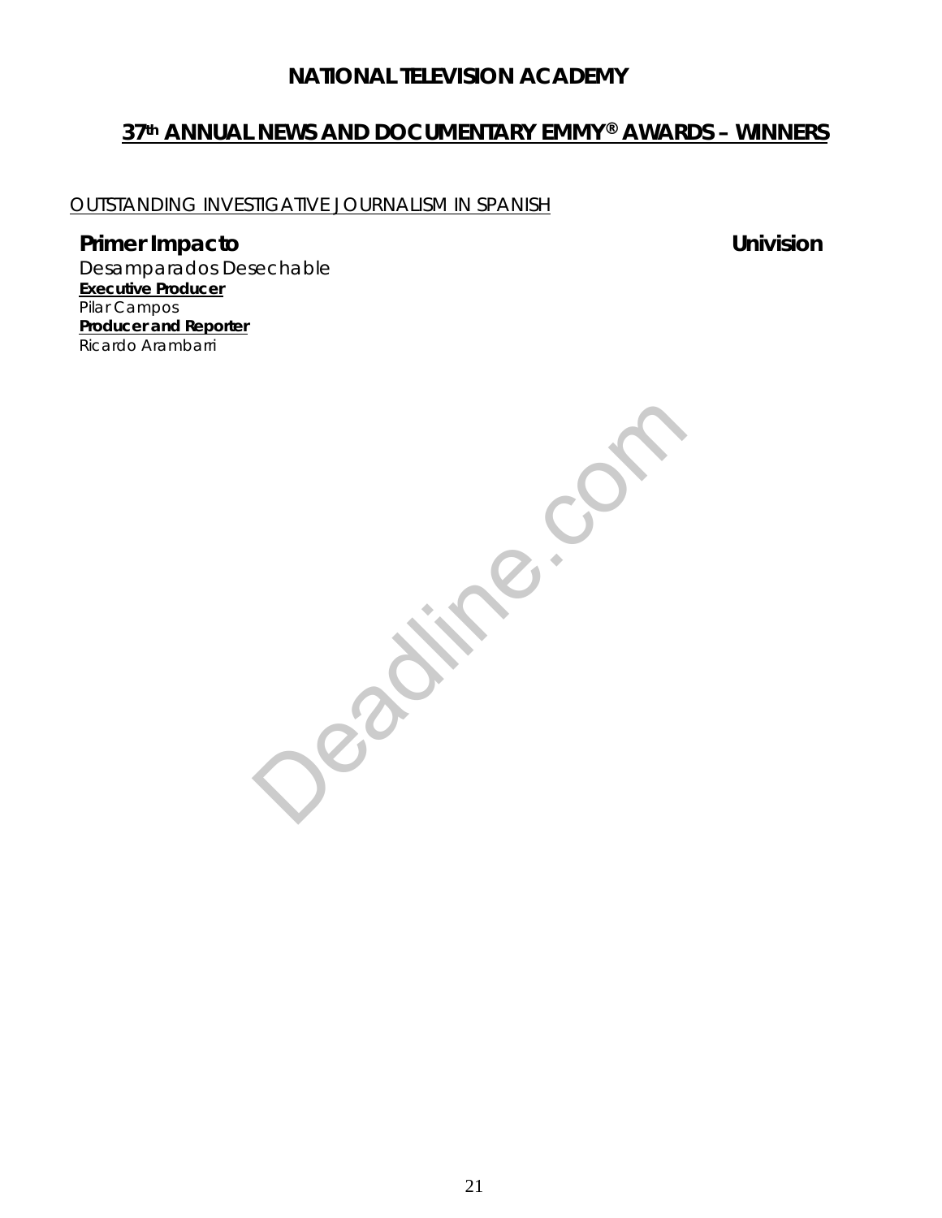## NATIONAL TELEVISION ACADEMY

## 37th ANNUAL NEWS AND DOCUMENTARY EMMY® AWARDS – WINNERS

OUTSTANDING INVESTIGATIVE JOURNALISM IN SPANISH

**Primer Impacto** **Univision**

Desamparados Desechable

**Executive Producer**

Pilar Campos

**Producer and Reporter**

Ricardo Arambarri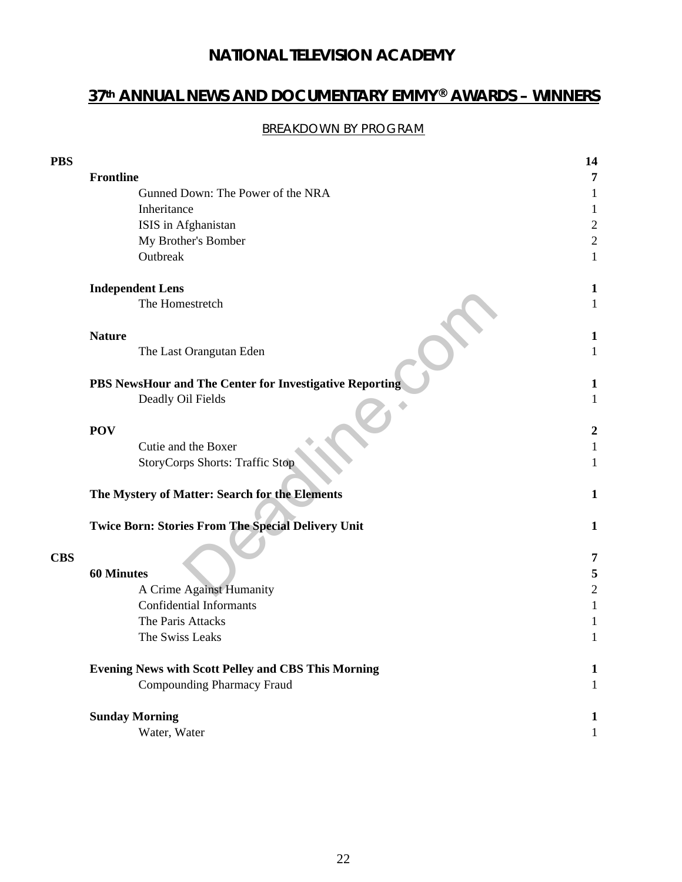# NATIONAL TELEVISION ACADEMY

## 37th ANNUAL NEWS AND DOCUMENTARY EMMY® AWARDS – WINNERS

### BREAKDOWN BY PROGRAM

| | | | |
|---|---|---|---|
| **PBS** | | | **14** |
| | **Frontline** | | **7** |
| | | Gunned Down: The Power of the NRA | 1 |
| | | Inheritance | 1 |
| | | ISIS in Afghanistan | 2 |
| | | My Brother's Bomber | 2 |
| | | Outbreak | 1 |
| | **Independent Lens** | | **1** |
| | | The Homestretch | 1 |
| | **Nature** | | **1** |
| | | The Last Orangutan Eden | 1 |
| | **PBS NewsHour and The Center for Investigative Reporting** | | **1** |
| | | Deadly Oil Fields | 1 |
| | **POV** | | **2** |
| | | Cutie and the Boxer | 1 |
| | | StoryCorps Shorts: Traffic Stop | 1 |
| | **The Mystery of Matter: Search for the Elements** | | **1** |
| | **Twice Born: Stories From The Special Delivery Unit** | | **1** |
| **CBS** | | | **7** |
| | **60 Minutes** | | **5** |
| | | A Crime Against Humanity | 2 |
| | | Confidential Informants | 1 |
| | | The Paris Attacks | 1 |
| | | The Swiss Leaks | 1 |
| | **Evening News with Scott Pelley and CBS This Morning** | | **1** |
| | | Compounding Pharmacy Fraud | 1 |
| | **Sunday Morning** | | **1** |
| | | Water, Water | 1 |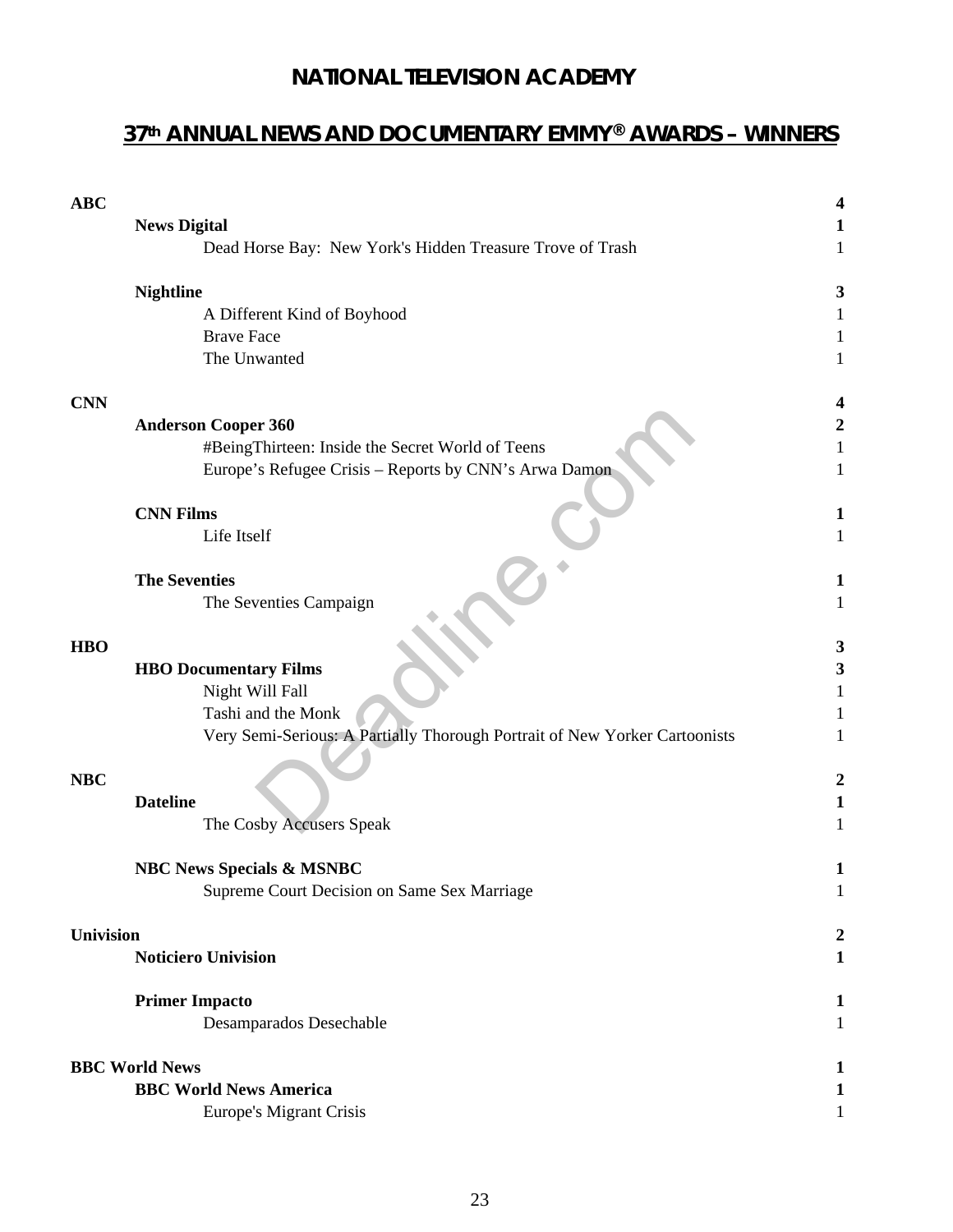# NATIONAL TELEVISION ACADEMY

## 37th ANNUAL NEWS AND DOCUMENTARY EMMY® AWARDS – WINNERS

| | | | |
|---|---|---|---|
| **ABC** | | | **4** |
| | **News Digital** | | **1** |
| | | Dead Horse Bay: New York's Hidden Treasure Trove of Trash | 1 |
| | **Nightline** | | **3** |
| | | A Different Kind of Boyhood | 1 |
| | | Brave Face | 1 |
| | | The Unwanted | 1 |
| **CNN** | | | **4** |
| | **Anderson Cooper 360** | | **2** |
| | | #BeingThirteen: Inside the Secret World of Teens | 1 |
| | | Europe's Refugee Crisis – Reports by CNN's Arwa Damon | 1 |
| | **CNN Films** | | **1** |
| | | Life Itself | 1 |
| | **The Seventies** | | **1** |
| | | The Seventies Campaign | 1 |
| **HBO** | | | **3** |
| | **HBO Documentary Films** | | **3** |
| | | Night Will Fall | 1 |
| | | Tashi and the Monk | 1 |
| | | Very Semi-Serious: A Partially Thorough Portrait of New Yorker Cartoonists | 1 |
| **NBC** | | | **2** |
| | **Dateline** | | **1** |
| | | The Cosby Accusers Speak | 1 |
| | **NBC News Specials & MSNBC** | | **1** |
| | | Supreme Court Decision on Same Sex Marriage | 1 |
| **Univision** | | | **2** |
| | **Noticiero Univision** | | **1** |
| | **Primer Impacto** | | **1** |
| | | Desamparados Desechable | 1 |
| **BBC World News** | | | **1** |
| | **BBC World News America** | | **1** |
| | | Europe's Migrant Crisis | 1 |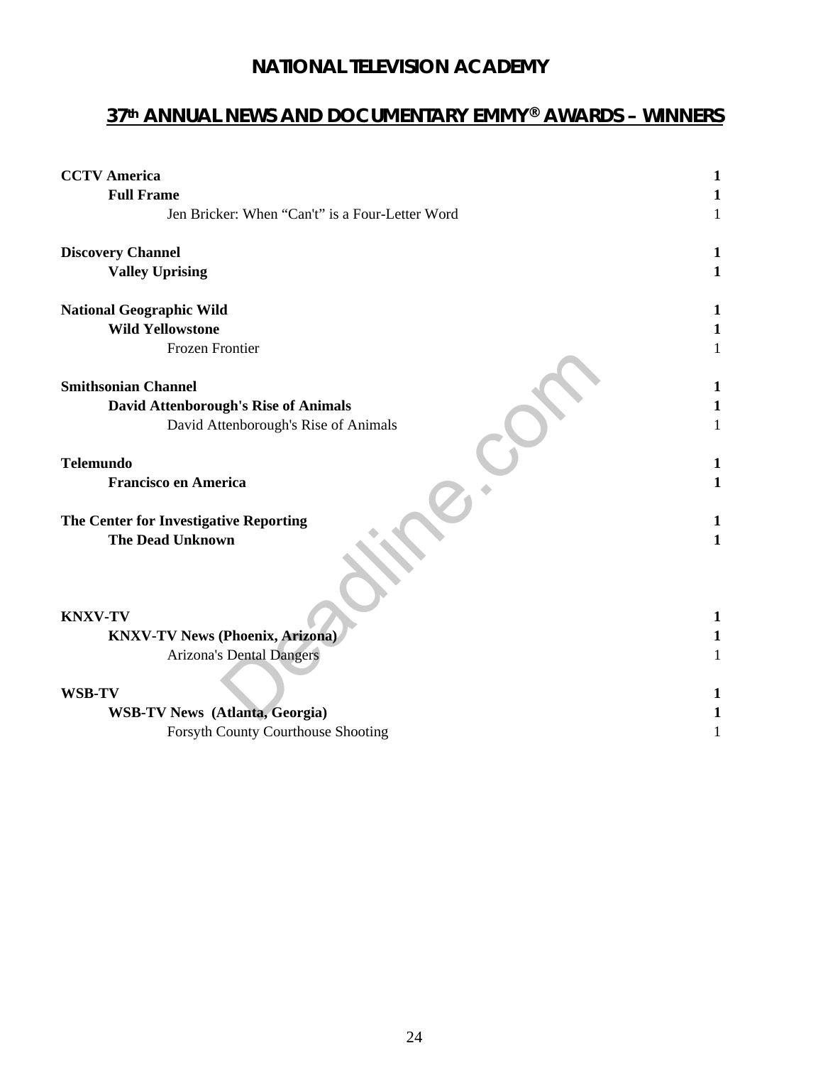# NATIONAL TELEVISION ACADEMY

## 37th ANNUAL NEWS AND DOCUMENTARY EMMY® AWARDS – WINNERS

| | |
|---|---|
| **CCTV America** | **1** |
| **Full Frame** | **1** |
| Jen Bricker: When “Can't” is a Four-Letter Word | 1 |
| | |
| **Discovery Channel** | **1** |
| **Valley Uprising** | **1** |
| | |
| **National Geographic Wild** | **1** |
| **Wild Yellowstone** | **1** |
| Frozen Frontier | 1 |
| | |
| **Smithsonian Channel** | **1** |
| **David Attenborough's Rise of Animals** | **1** |
| David Attenborough's Rise of Animals | 1 |
| | |
| **Telemundo** | **1** |
| **Francisco en America** | **1** |
| | |
| **The Center for Investigative Reporting** | **1** |
| **The Dead Unknown** | **1** |
| | |
| **KNXV-TV** | **1** |
| **KNXV-TV News (Phoenix, Arizona)** | **1** |
| Arizona's Dental Dangers | 1 |
| | |
| **WSB-TV** | **1** |
| **WSB-TV News (Atlanta, Georgia)** | **1** |
| Forsyth County Courthouse Shooting | 1 |